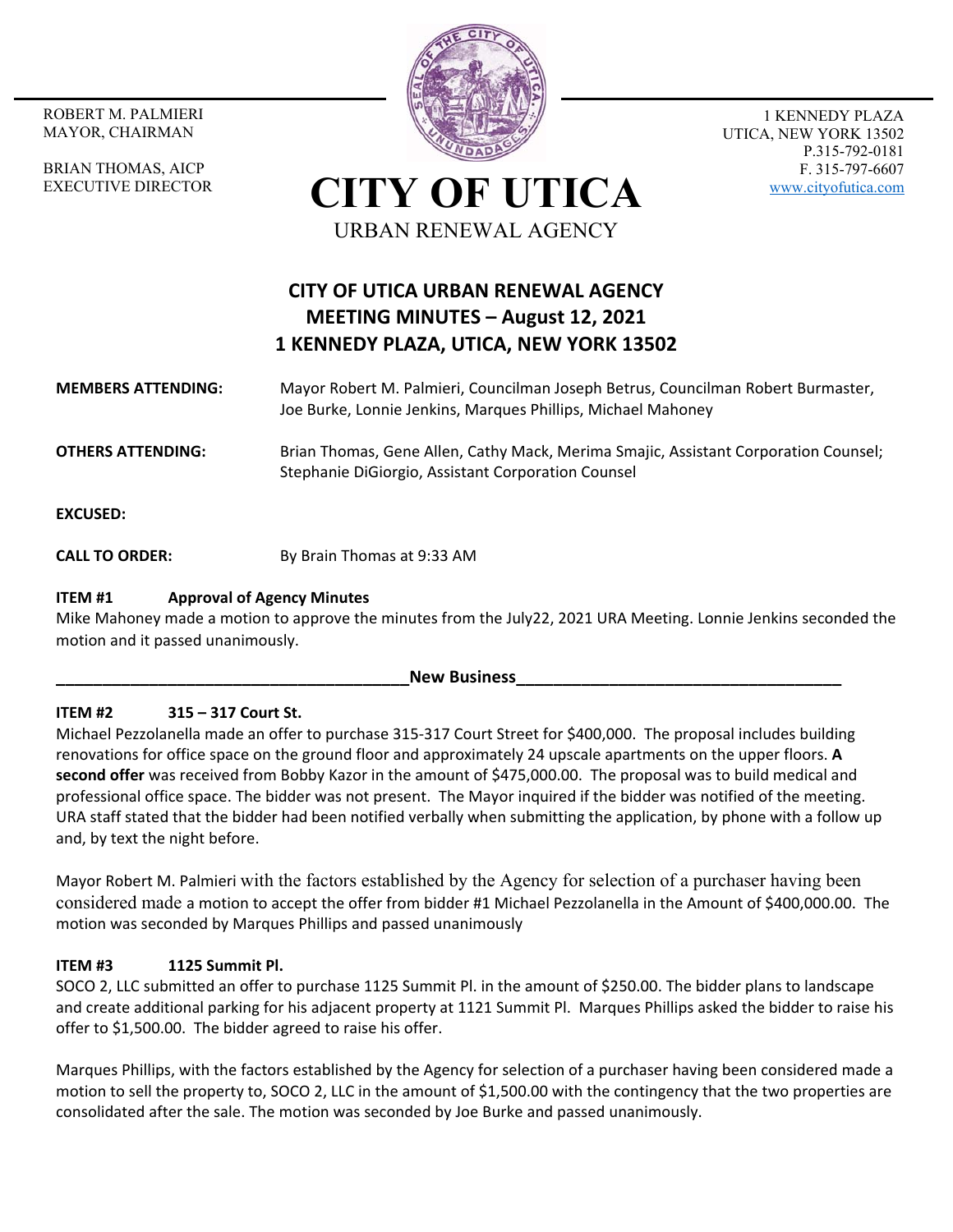ROBERT M. PALMIERI
MAYOR, CHAIRMAN

BRIAN THOMAS, AICP
EXECUTIVE DIRECTOR

# CITY OF UTICA

URBAN RENEWAL AGENCY

1 KENNEDY PLAZA
UTICA, NEW YORK 13502
P.315-792-0181
F. 315-797-6607
www.cityofutica.com

## CITY OF UTICA URBAN RENEWAL AGENCY
## MEETING MINUTES – August 12, 2021
## 1 KENNEDY PLAZA, UTICA, NEW YORK 13502

**MEMBERS ATTENDING:** Mayor Robert M. Palmieri, Councilman Joseph Betrus, Councilman Robert Burmaster, Joe Burke, Lonnie Jenkins, Marques Phillips, Michael Mahoney

**OTHERS ATTENDING:** Brian Thomas, Gene Allen, Cathy Mack, Merima Smajic, Assistant Corporation Counsel; Stephanie DiGiorgio, Assistant Corporation Counsel

**EXCUSED:**

**CALL TO ORDER:** By Brain Thomas at 9:33 AM

### ITEM #1 Approval of Agency Minutes

Mike Mahoney made a motion to approve the minutes from the July22, 2021 URA Meeting. Lonnie Jenkins seconded the motion and it passed unanimously.

**New Business**

### ITEM #2 315 – 317 Court St.

Michael Pezzolanella made an offer to purchase 315-317 Court Street for $400,000. The proposal includes building renovations for office space on the ground floor and approximately 24 upscale apartments on the upper floors. **A second offer** was received from Bobby Kazor in the amount of $475,000.00. The proposal was to build medical and professional office space. The bidder was not present. The Mayor inquired if the bidder was notified of the meeting. URA staff stated that the bidder had been notified verbally when submitting the application, by phone with a follow up and, by text the night before.

Mayor Robert M. Palmieri with the factors established by the Agency for selection of a purchaser having been considered made a motion to accept the offer from bidder #1 Michael Pezzolanella in the Amount of $400,000.00. The motion was seconded by Marques Phillips and passed unanimously

### ITEM #3 1125 Summit Pl.

SOCO 2, LLC submitted an offer to purchase 1125 Summit Pl. in the amount of $250.00. The bidder plans to landscape and create additional parking for his adjacent property at 1121 Summit Pl. Marques Phillips asked the bidder to raise his offer to $1,500.00. The bidder agreed to raise his offer.

Marques Phillips, with the factors established by the Agency for selection of a purchaser having been considered made a motion to sell the property to, SOCO 2, LLC in the amount of $1,500.00 with the contingency that the two properties are consolidated after the sale. The motion was seconded by Joe Burke and passed unanimously.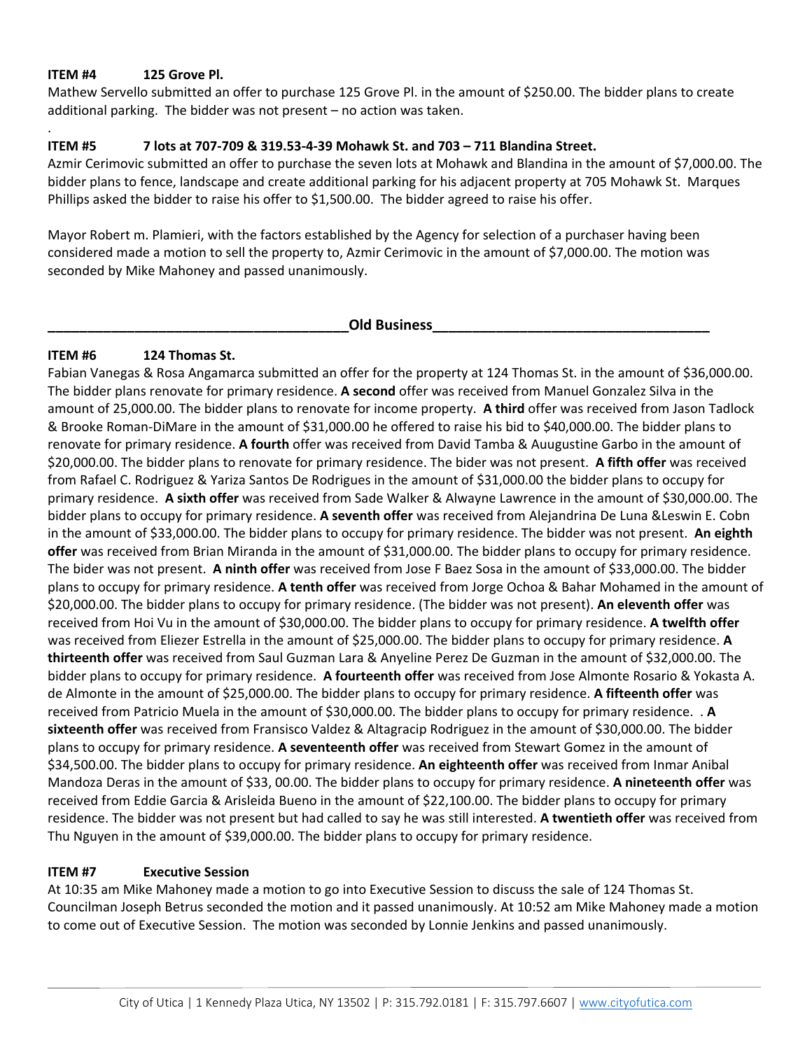**ITEM #4 125 Grove Pl.**

Mathew Servello submitted an offer to purchase 125 Grove Pl. in the amount of $250.00. The bidder plans to create additional parking. The bidder was not present – no action was taken.

.

**ITEM #5 7 lots at 707-709 & 319.53-4-39 Mohawk St. and 703 – 711 Blandina Street.**

Azmir Cerimovic submitted an offer to purchase the seven lots at Mohawk and Blandina in the amount of $7,000.00. The bidder plans to fence, landscape and create additional parking for his adjacent property at 705 Mohawk St. Marques Phillips asked the bidder to raise his offer to $1,500.00. The bidder agreed to raise his offer.

Mayor Robert m. Plamieri, with the factors established by the Agency for selection of a purchaser having been considered made a motion to sell the property to, Azmir Cerimovic in the amount of $7,000.00. The motion was seconded by Mike Mahoney and passed unanimously.

**Old Business**

**ITEM #6 124 Thomas St.**

Fabian Vanegas & Rosa Angamarca submitted an offer for the property at 124 Thomas St. in the amount of $36,000.00. The bidder plans renovate for primary residence. **A second** offer was received from Manuel Gonzalez Silva in the amount of 25,000.00. The bidder plans to renovate for income property. **A third** offer was received from Jason Tadlock & Brooke Roman-DiMare in the amount of $31,000.00 he offered to raise his bid to $40,000.00. The bidder plans to renovate for primary residence. **A fourth** offer was received from David Tamba & Auugustine Garbo in the amount of $20,000.00. The bidder plans to renovate for primary residence. The bider was not present. **A fifth offer** was received from Rafael C. Rodriguez & Yariza Santos De Rodrigues in the amount of $31,000.00 the bidder plans to occupy for primary residence. **A sixth offer** was received from Sade Walker & Alwayne Lawrence in the amount of $30,000.00. The bidder plans to occupy for primary residence. **A seventh offer** was received from Alejandrina De Luna &Leswin E. Cobn in the amount of $33,000.00. The bidder plans to occupy for primary residence. The bidder was not present. **An eighth offer** was received from Brian Miranda in the amount of $31,000.00. The bidder plans to occupy for primary residence. The bider was not present. **A ninth offer** was received from Jose F Baez Sosa in the amount of $33,000.00. The bidder plans to occupy for primary residence. **A tenth offer** was received from Jorge Ochoa & Bahar Mohamed in the amount of $20,000.00. The bidder plans to occupy for primary residence. (The bidder was not present). **An eleventh offer** was received from Hoi Vu in the amount of $30,000.00. The bidder plans to occupy for primary residence. **A twelfth offer** was received from Eliezer Estrella in the amount of $25,000.00. The bidder plans to occupy for primary residence. **A thirteenth offer** was received from Saul Guzman Lara & Anyeline Perez De Guzman in the amount of $32,000.00. The bidder plans to occupy for primary residence. **A fourteenth offer** was received from Jose Almonte Rosario & Yokasta A. de Almonte in the amount of $25,000.00. The bidder plans to occupy for primary residence. **A fifteenth offer** was received from Patricio Muela in the amount of $30,000.00. The bidder plans to occupy for primary residence. . **A sixteenth offer** was received from Fransisco Valdez & Altagracip Rodriguez in the amount of $30,000.00. The bidder plans to occupy for primary residence. **A seventeenth offer** was received from Stewart Gomez in the amount of $34,500.00. The bidder plans to occupy for primary residence. **An eighteenth offer** was received from Inmar Anibal Mandoza Deras in the amount of $33, 00.00. The bidder plans to occupy for primary residence. **A nineteenth offer** was received from Eddie Garcia & Arisleida Bueno in the amount of $22,100.00. The bidder plans to occupy for primary residence. The bidder was not present but had called to say he was still interested. **A twentieth offer** was received from Thu Nguyen in the amount of $39,000.00. The bidder plans to occupy for primary residence.

**ITEM #7 Executive Session**

At 10:35 am Mike Mahoney made a motion to go into Executive Session to discuss the sale of 124 Thomas St. Councilman Joseph Betrus seconded the motion and it passed unanimously. At 10:52 am Mike Mahoney made a motion to come out of Executive Session. The motion was seconded by Lonnie Jenkins and passed unanimously.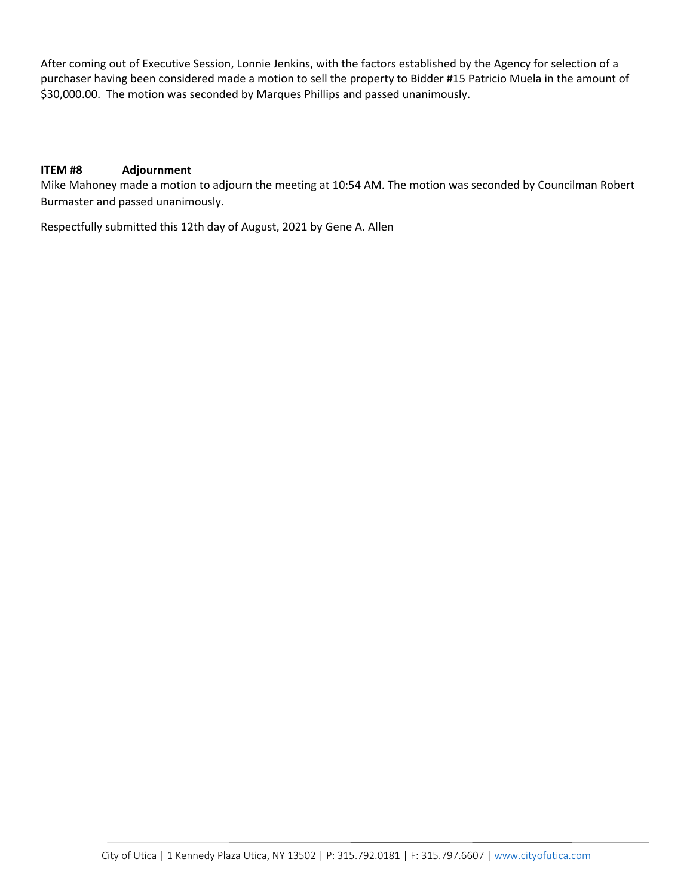After coming out of Executive Session, Lonnie Jenkins, with the factors established by the Agency for selection of a purchaser having been considered made a motion to sell the property to Bidder #15 Patricio Muela in the amount of $30,000.00. The motion was seconded by Marques Phillips and passed unanimously.

**ITEM #8 Adjournment**

Mike Mahoney made a motion to adjourn the meeting at 10:54 AM. The motion was seconded by Councilman Robert Burmaster and passed unanimously.

Respectfully submitted this 12th day of August, 2021 by Gene A. Allen